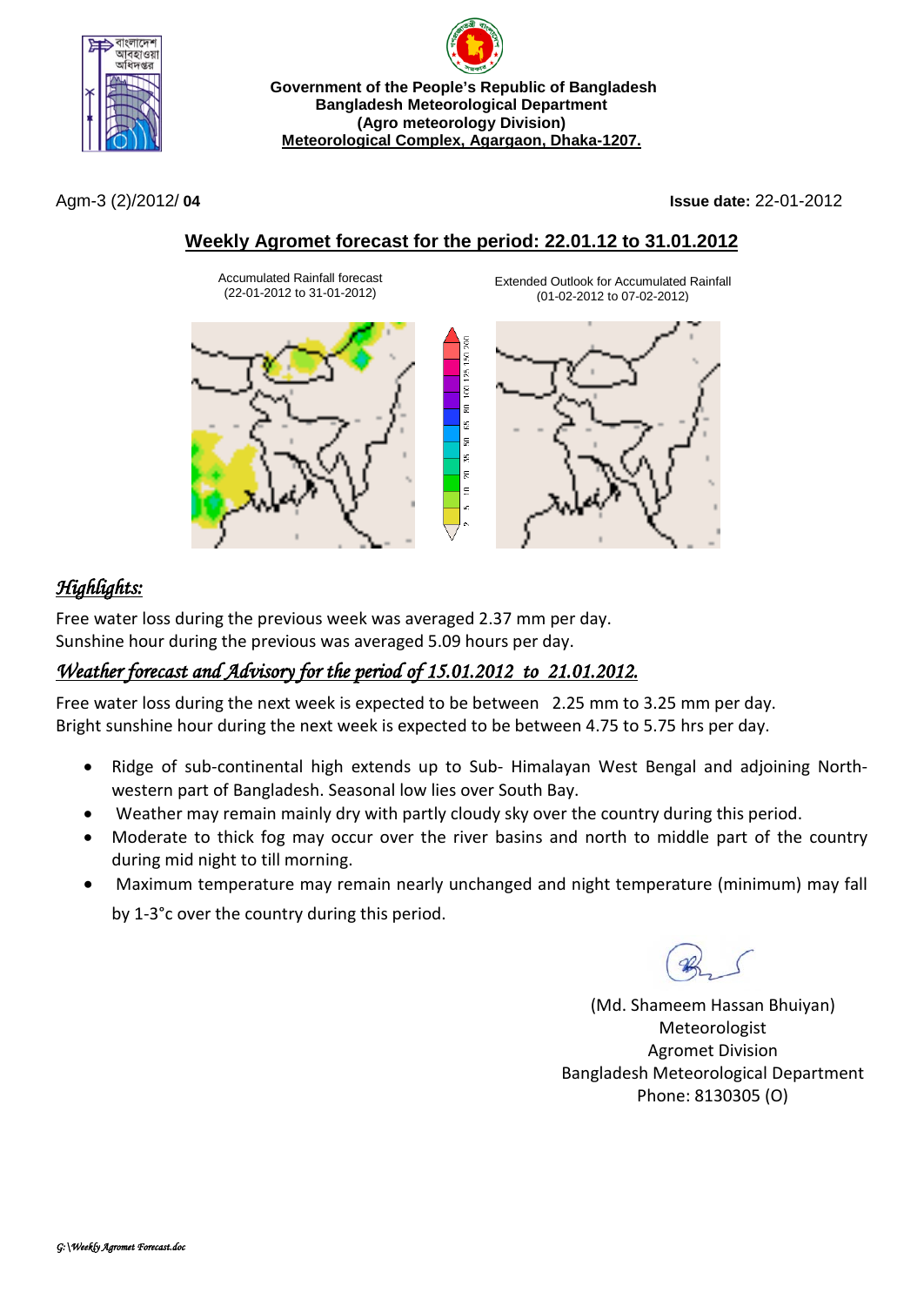Government of the People's Republic of Bangladesh
Bangladesh Meteorological Department
(Agro meteorology Division)
Meteorological Complex, Agargaon, Dhaka-1207.

Agm-3 (2)/2012/ **04**

**Issue date:** 22-01-2012

## Weekly Agromet forecast for the period: 22.01.12 to 31.01.2012

Accumulated Rainfall forecast (22-01-2012 to 31-01-2012)

Extended Outlook for Accumulated Rainfall (01-02-2012 to 07-02-2012)

### *Highlights:*

Free water loss during the previous week was averaged 2.37 mm per day.
Sunshine hour during the previous was averaged 5.09 hours per day.

### *Weather forecast and Advisory for the period of 15.01.2012 to 21.01.2012.*

Free water loss during the next week is expected to be between 2.25 mm to 3.25 mm per day.
Bright sunshine hour during the next week is expected to be between 4.75 to 5.75 hrs per day.

- Ridge of sub-continental high extends up to Sub- Himalayan West Bengal and adjoining North-western part of Bangladesh. Seasonal low lies over South Bay.
- Weather may remain mainly dry with partly cloudy sky over the country during this period.
- Moderate to thick fog may occur over the river basins and north to middle part of the country during mid night to till morning.
- Maximum temperature may remain nearly unchanged and night temperature (minimum) may fall by 1-3°c over the country during this period.

(Md. Shameem Hassan Bhuiyan)
Meteorologist
Agromet Division
Bangladesh Meteorological Department
Phone: 8130305 (O)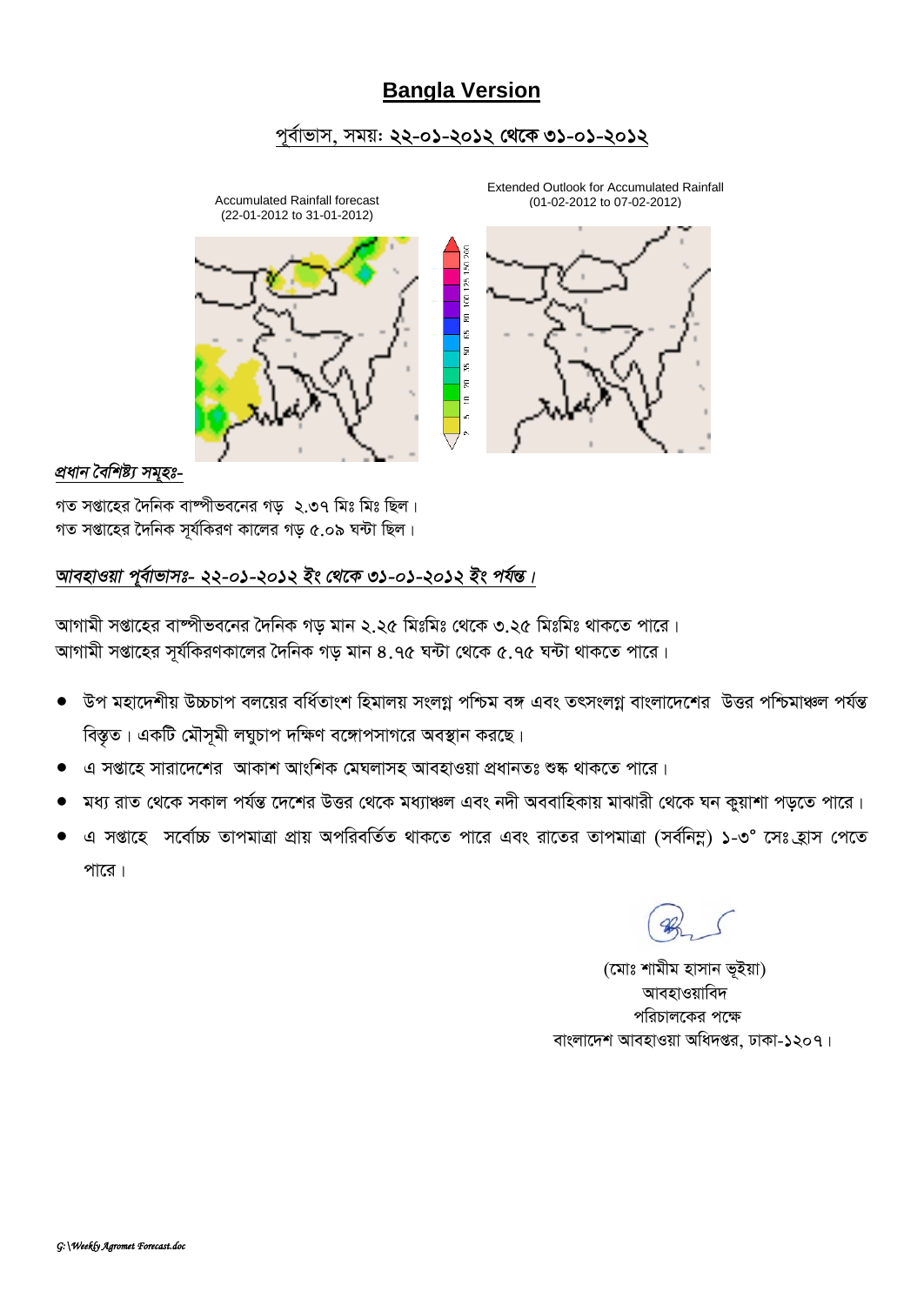# Bangla Version

## পূর্বাভাস, সময়: ২২-০১-২০১২ থেকে ৩১-০১-২০১২

Accumulated Rainfall forecast
(22-01-2012 to 31-01-2012)

Extended Outlook for Accumulated Rainfall
(01-02-2012 to 07-02-2012)

*প্রধান বৈশিষ্ট্য সমূহঃ-*

গত সপ্তাহের দৈনিক বাষ্পীভবনের গড় ২.৩৭ মিঃ মিঃ ছিল।
গত সপ্তাহের দৈনিক সূর্যকিরণ কালের গড় ৫.০৯ ঘন্টা ছিল।

*আবহাওয়া পূর্বাভাসঃ- ২২-০১-২০১২ ইং থেকে ৩১-০১-২০১২ ইং পর্যন্ত।*

আগামী সপ্তাহের বাষ্পীভবনের দৈনিক গড় মান ২.২৫ মিঃমিঃ থেকে ৩.২৫ মিঃমিঃ থাকতে পারে।
আগামী সপ্তাহের সূর্যকিরণকালের দৈনিক গড় মান ৪.৭৫ ঘন্টা থেকে ৫.৭৫ ঘন্টা থাকতে পারে।

- উপ মহাদেশীয় উচ্চচাপ বলয়ের বর্ধিতাংশ হিমালয় সংলগ্ন পশ্চিম বঙ্গ এবং তৎসংলগ্ন বাংলাদেশের উত্তর পশ্চিমাঞ্চল পর্যন্ত বিস্তৃত। একটি মৌসুমী লঘুচাপ দক্ষিণ বঙ্গোপসাগরে অবস্থান করছে।
- এ সপ্তাহে সারাদেশের আকাশ আংশিক মেঘলাসহ আবহাওয়া প্রধানতঃ শুষ্ক থাকতে পারে।
- মধ্য রাত থেকে সকাল পর্যন্ত দেশের উত্তর থেকে মধ্যাঞ্চল এবং নদী অববাহিকায় মাঝারী থেকে ঘন কুয়াশা পড়তে পারে।
- এ সপ্তাহে সর্বোচ্চ তাপমাত্রা প্রায় অপরিবর্তিত থাকতে পারে এবং রাতের তাপমাত্রা (সর্বনিম্ন) ১-৩° সেঃ হ্রাস পেতে পারে।

(মোঃ শামীম হাসান ভূইয়া)
আবহাওয়াবিদ
পরিচালকের পক্ষে
বাংলাদেশ আবহাওয়া অধিদপ্তর, ঢাকা-১২০৭।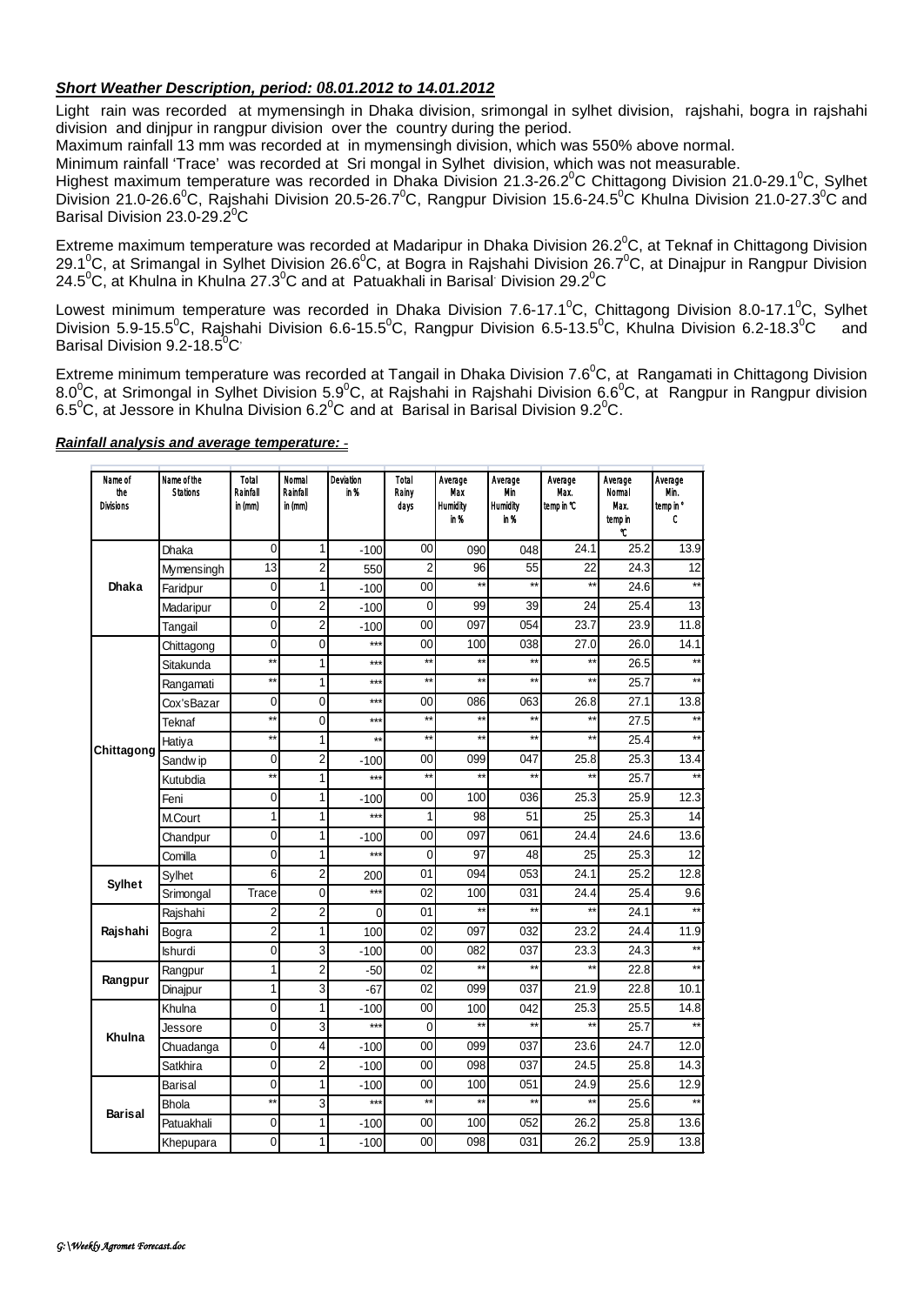### ***Short Weather Description, period: 08.01.2012 to 14.01.2012***

Light rain was recorded at mymensingh in Dhaka division, srimongal in sylhet division, rajshahi, bogra in rajshahi division and dinjpur in rangpur division over the country during the period.

Maximum rainfall 13 mm was recorded at in mymensingh division, which was 550% above normal.

Minimum rainfall 'Trace' was recorded at Sri mongal in Sylhet division, which was not measurable.

Highest maximum temperature was recorded in Dhaka Division 21.3-26.2$^0$C Chittagong Division 21.0-29.1$^0$C, Sylhet Division 21.0-26.6$^0$C, Rajshahi Division 20.5-26.7$^0$C, Rangpur Division 15.6-24.5$^0$C Khulna Division 21.0-27.3$^0$C and Barisal Division 23.0-29.2$^0$C

Extreme maximum temperature was recorded at Madaripur in Dhaka Division 26.2$^0$C, at Teknaf in Chittagong Division 29.1$^0$C, at Srimangal in Sylhet Division 26.6$^0$C, at Bogra in Rajshahi Division 26.7$^0$C, at Dinajpur in Rangpur Division 24.5$^0$C, at Khulna in Khulna 27.3$^0$C and at Patuakhali in Barisal Division 29.2$^0$C

Lowest minimum temperature was recorded in Dhaka Division 7.6-17.1$^0$C, Chittagong Division 8.0-17.1$^0$C, Sylhet Division 5.9-15.5$^0$C, Rajshahi Division 6.6-15.5$^0$C, Rangpur Division 6.5-13.5$^0$C, Khulna Division 6.2-18.3$^0$C and Barisal Division 9.2-18.5$^0$C.

Extreme minimum temperature was recorded at Tangail in Dhaka Division 7.6$^0$C, at Rangamati in Chittagong Division 8.0$^0$C, at Srimongal in Sylhet Division 5.9$^0$C, at Rajshahi in Rajshahi Division 6.6$^0$C, at Rangpur in Rangpur division 6.5$^0$C, at Jessore in Khulna Division 6.2$^0$C and at Barisal in Barisal Division 9.2$^0$C.

***Rainfall analysis and average temperature: -***

| Name of the Divisions | Name of the Stations | Total Rainfall in (mm) | Normal Rainfall in (mm) | Deviation in % | Total Rainy days | Average Max Humidity in % | Average Min Humidity in % | Average Max. temp in ℃ | Average Normal Max. temp in ℃ | Average Min. temp in ° C |
|---|---|---|---|---|---|---|---|---|---|---|
| Dhaka | Dhaka | 0 | 1 | -100 | 00 | 090 | 048 | 24.1 | 25.2 | 13.9 |
| | Mymensingh | 13 | 2 | 550 | 2 | 96 | 55 | 22 | 24.3 | 12 |
| | Faridpur | 0 | 1 | -100 | 00 | ** | ** | ** | 24.6 | ** |
| | Madaripur | 0 | 2 | -100 | 0 | 99 | 39 | 24 | 25.4 | 13 |
| | Tangail | 0 | 2 | -100 | 00 | 097 | 054 | 23.7 | 23.9 | 11.8 |
| Chittagong | Chittagong | 0 | 0 | *** | 00 | 100 | 038 | 27.0 | 26.0 | 14.1 |
| | Sitakunda | ** | 1 | *** | ** | ** | ** | ** | 26.5 | ** |
| | Rangamati | ** | 1 | *** | ** | ** | ** | ** | 25.7 | ** |
| | Cox'sBazar | 0 | 0 | *** | 00 | 086 | 063 | 26.8 | 27.1 | 13.8 |
| | Teknaf | ** | 0 | *** | ** | ** | ** | ** | 27.5 | ** |
| | Hatiya | ** | 1 | ** | ** | ** | ** | ** | 25.4 | ** |
| | Sandw ip | 0 | 2 | -100 | 00 | 099 | 047 | 25.8 | 25.3 | 13.4 |
| | Kutubdia | ** | 1 | *** | ** | ** | ** | ** | 25.7 | ** |
| | Feni | 0 | 1 | -100 | 00 | 100 | 036 | 25.3 | 25.9 | 12.3 |
| | M.Court | 1 | 1 | *** | 1 | 98 | 51 | 25 | 25.3 | 14 |
| | Chandpur | 0 | 1 | -100 | 00 | 097 | 061 | 24.4 | 24.6 | 13.6 |
| | Comilla | 0 | 1 | *** | 0 | 97 | 48 | 25 | 25.3 | 12 |
| Sylhet | Sylhet | 6 | 2 | 200 | 01 | 094 | 053 | 24.1 | 25.2 | 12.8 |
| | Srimongal | Trace | 0 | *** | 02 | 100 | 031 | 24.4 | 25.4 | 9.6 |
| Rajshahi | Rajshahi | 2 | 2 | 0 | 01 | ** | ** | ** | 24.1 | ** |
| | Bogra | 2 | 1 | 100 | 02 | 097 | 032 | 23.2 | 24.4 | 11.9 |
| | Ishurdi | 0 | 3 | -100 | 00 | 082 | 037 | 23.3 | 24.3 | ** |
| Rangpur | Rangpur | 1 | 2 | -50 | 02 | ** | ** | ** | 22.8 | ** |
| | Dinajpur | 1 | 3 | -67 | 02 | 099 | 037 | 21.9 | 22.8 | 10.1 |
| Khulna | Khulna | 0 | 1 | -100 | 00 | 100 | 042 | 25.3 | 25.5 | 14.8 |
| | Jessore | 0 | 3 | *** | 0 | ** | ** | ** | 25.7 | ** |
| | Chuadanga | 0 | 4 | -100 | 00 | 099 | 037 | 23.6 | 24.7 | 12.0 |
| | Satkhira | 0 | 2 | -100 | 00 | 098 | 037 | 24.5 | 25.8 | 14.3 |
| Barisal | Barisal | 0 | 1 | -100 | 00 | 100 | 051 | 24.9 | 25.6 | 12.9 |
| | Bhola | ** | 3 | *** | ** | ** | ** | ** | 25.6 | ** |
| | Patuakhali | 0 | 1 | -100 | 00 | 100 | 052 | 26.2 | 25.8 | 13.6 |
| | Khepupara | 0 | 1 | -100 | 00 | 098 | 031 | 26.2 | 25.9 | 13.8 |